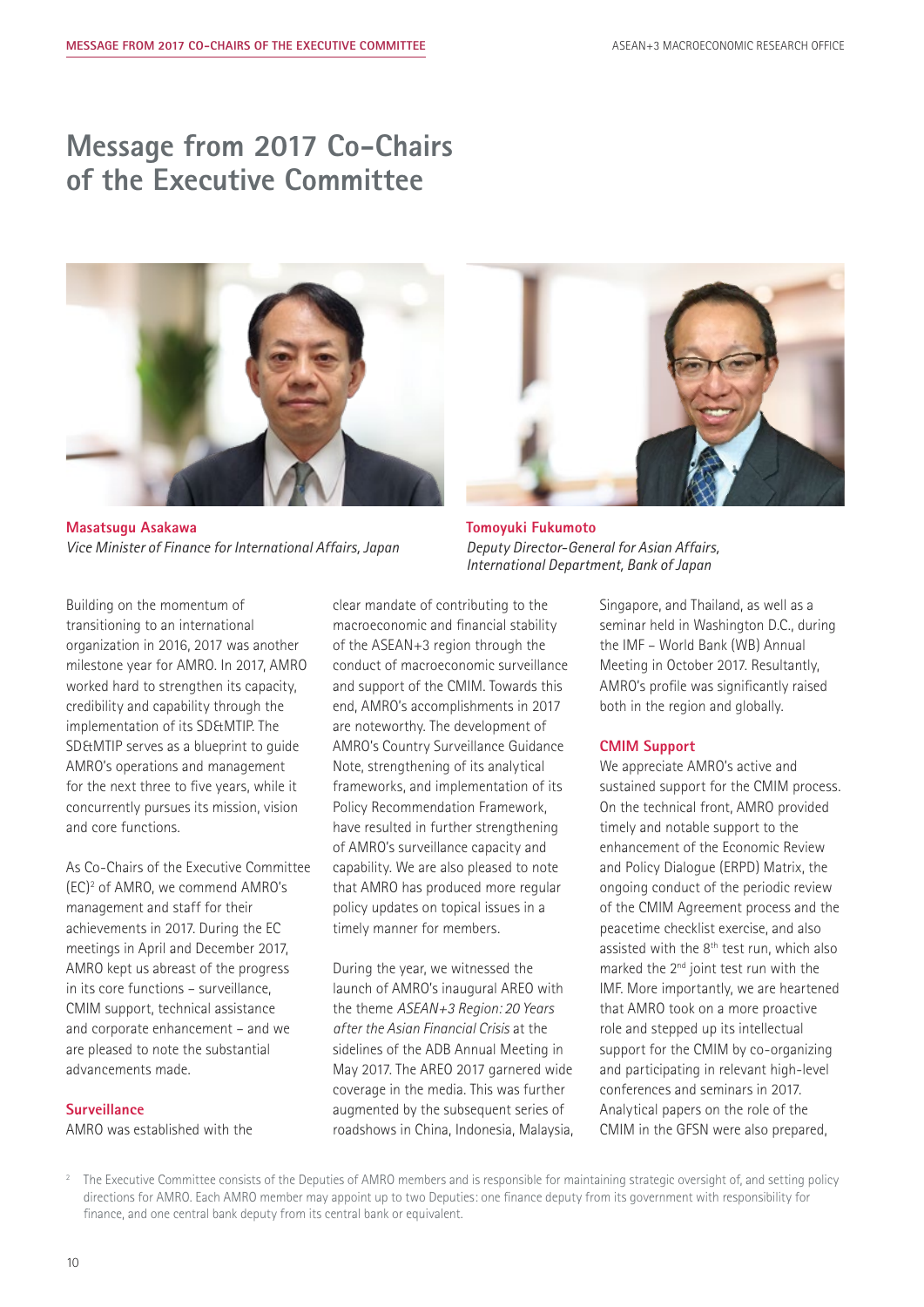# Message from 2017 Co-Chairs of the Executive Committee

**Masatsugu Asakawa**
*Vice Minister of Finance for International Affairs, Japan*

**Tomoyuki Fukumoto**
*Deputy Director-General for Asian Affairs, International Department, Bank of Japan*

Building on the momentum of transitioning to an international organization in 2016, 2017 was another milestone year for AMRO. In 2017, AMRO worked hard to strengthen its capacity, credibility and capability through the implementation of its SD&MTIP. The SD&MTIP serves as a blueprint to guide AMRO's operations and management for the next three to five years, while it concurrently pursues its mission, vision and core functions.

As Co-Chairs of the Executive Committee (EC)[2] of AMRO, we commend AMRO's management and staff for their achievements in 2017. During the EC meetings in April and December 2017, AMRO kept us abreast of the progress in its core functions – surveillance, CMIM support, technical assistance and corporate enhancement – and we are pleased to note the substantial advancements made.

### Surveillance

AMRO was established with the clear mandate of contributing to the macroeconomic and financial stability of the ASEAN+3 region through the conduct of macroeconomic surveillance and support of the CMIM. Towards this end, AMRO's accomplishments in 2017 are noteworthy. The development of AMRO's Country Surveillance Guidance Note, strengthening of its analytical frameworks, and implementation of its Policy Recommendation Framework, have resulted in further strengthening of AMRO's surveillance capacity and capability. We are also pleased to note that AMRO has produced more regular policy updates on topical issues in a timely manner for members.

During the year, we witnessed the launch of AMRO's inaugural AREO with the theme *ASEAN+3 Region: 20 Years after the Asian Financial Crisis* at the sidelines of the ADB Annual Meeting in May 2017. The AREO 2017 garnered wide coverage in the media. This was further augmented by the subsequent series of roadshows in China, Indonesia, Malaysia, Singapore, and Thailand, as well as a seminar held in Washington D.C., during the IMF – World Bank (WB) Annual Meeting in October 2017. Resultantly, AMRO's profile was significantly raised both in the region and globally.

### CMIM Support

We appreciate AMRO's active and sustained support for the CMIM process. On the technical front, AMRO provided timely and notable support to the enhancement of the Economic Review and Policy Dialogue (ERPD) Matrix, the ongoing conduct of the periodic review of the CMIM Agreement process and the peacetime checklist exercise, and also assisted with the 8th test run, which also marked the 2nd joint test run with the IMF. More importantly, we are heartened that AMRO took on a more proactive role and stepped up its intellectual support for the CMIM by co-organizing and participating in relevant high-level conferences and seminars in 2017. Analytical papers on the role of the CMIM in the GFSN were also prepared,

[2] The Executive Committee consists of the Deputies of AMRO members and is responsible for maintaining strategic oversight of, and setting policy directions for AMRO. Each AMRO member may appoint up to two Deputies: one finance deputy from its government with responsibility for finance, and one central bank deputy from its central bank or equivalent.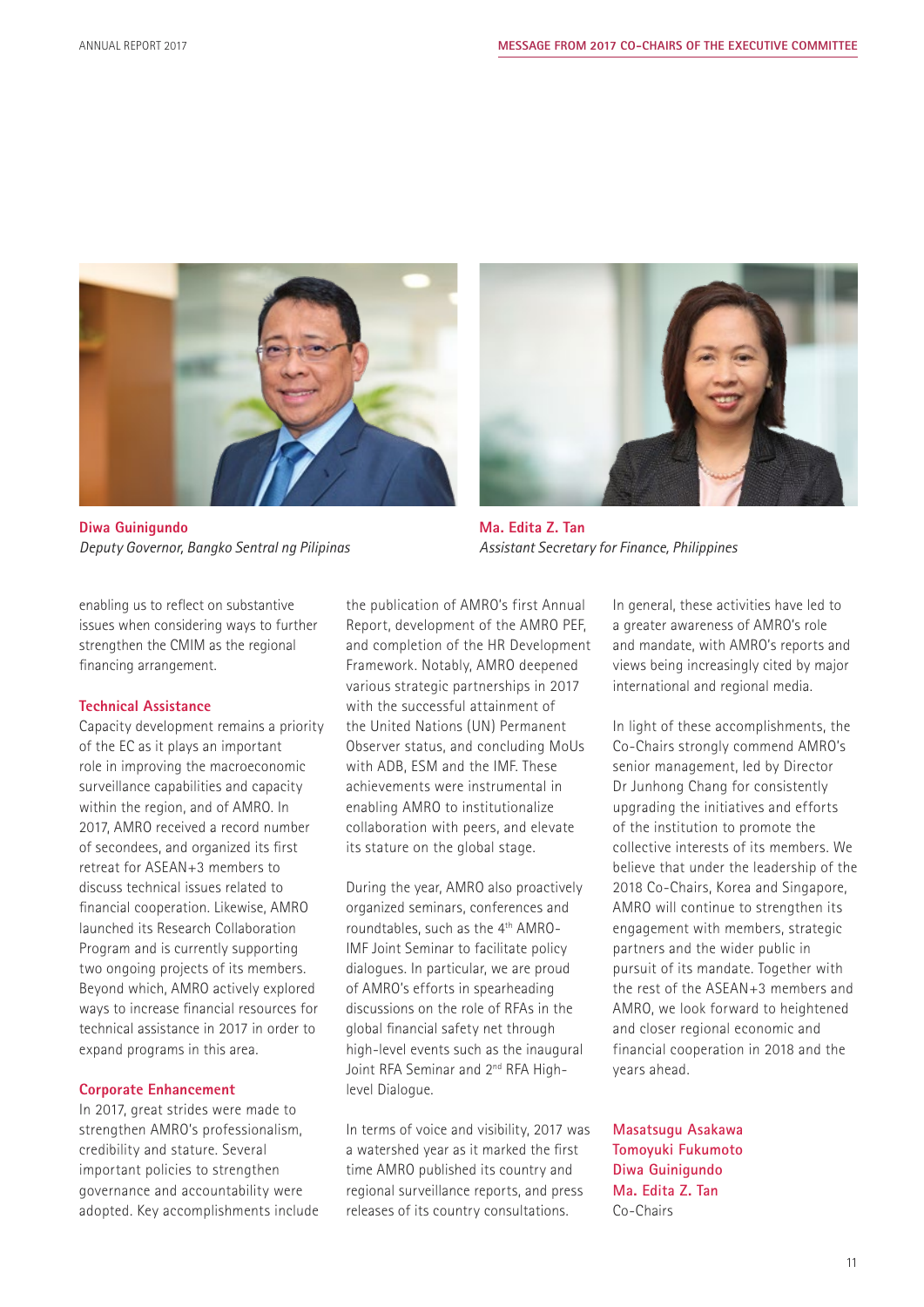**Diwa Guinigundo**
*Deputy Governor, Bangko Sentral ng Pilipinas*

**Ma. Edita Z. Tan**
*Assistant Secretary for Finance, Philippines*

enabling us to reflect on substantive issues when considering ways to further strengthen the CMIM as the regional financing arrangement.

### Technical Assistance

Capacity development remains a priority of the EC as it plays an important role in improving the macroeconomic surveillance capabilities and capacity within the region, and of AMRO. In 2017, AMRO received a record number of secondees, and organized its first retreat for ASEAN+3 members to discuss technical issues related to financial cooperation. Likewise, AMRO launched its Research Collaboration Program and is currently supporting two ongoing projects of its members. Beyond which, AMRO actively explored ways to increase financial resources for technical assistance in 2017 in order to expand programs in this area.

### Corporate Enhancement

In 2017, great strides were made to strengthen AMRO's professionalism, credibility and stature. Several important policies to strengthen governance and accountability were adopted. Key accomplishments include the publication of AMRO's first Annual Report, development of the AMRO PEF, and completion of the HR Development Framework. Notably, AMRO deepened various strategic partnerships in 2017 with the successful attainment of the United Nations (UN) Permanent Observer status, and concluding MoUs with ADB, ESM and the IMF. These achievements were instrumental in enabling AMRO to institutionalize collaboration with peers, and elevate its stature on the global stage.

During the year, AMRO also proactively organized seminars, conferences and roundtables, such as the 4th AMRO-IMF Joint Seminar to facilitate policy dialogues. In particular, we are proud of AMRO's efforts in spearheading discussions on the role of RFAs in the global financial safety net through high-level events such as the inaugural Joint RFA Seminar and 2nd RFA High-level Dialogue.

In terms of voice and visibility, 2017 was a watershed year as it marked the first time AMRO published its country and regional surveillance reports, and press releases of its country consultations.

In general, these activities have led to a greater awareness of AMRO's role and mandate, with AMRO's reports and views being increasingly cited by major international and regional media.

In light of these accomplishments, the Co-Chairs strongly commend AMRO's senior management, led by Director Dr Junhong Chang for consistently upgrading the initiatives and efforts of the institution to promote the collective interests of its members. We believe that under the leadership of the 2018 Co-Chairs, Korea and Singapore, AMRO will continue to strengthen its engagement with members, strategic partners and the wider public in pursuit of its mandate. Together with the rest of the ASEAN+3 members and AMRO, we look forward to heightened and closer regional economic and financial cooperation in 2018 and the years ahead.

**Masatsugu Asakawa**
**Tomoyuki Fukumoto**
**Diwa Guinigundo**
**Ma. Edita Z. Tan**
Co-Chairs